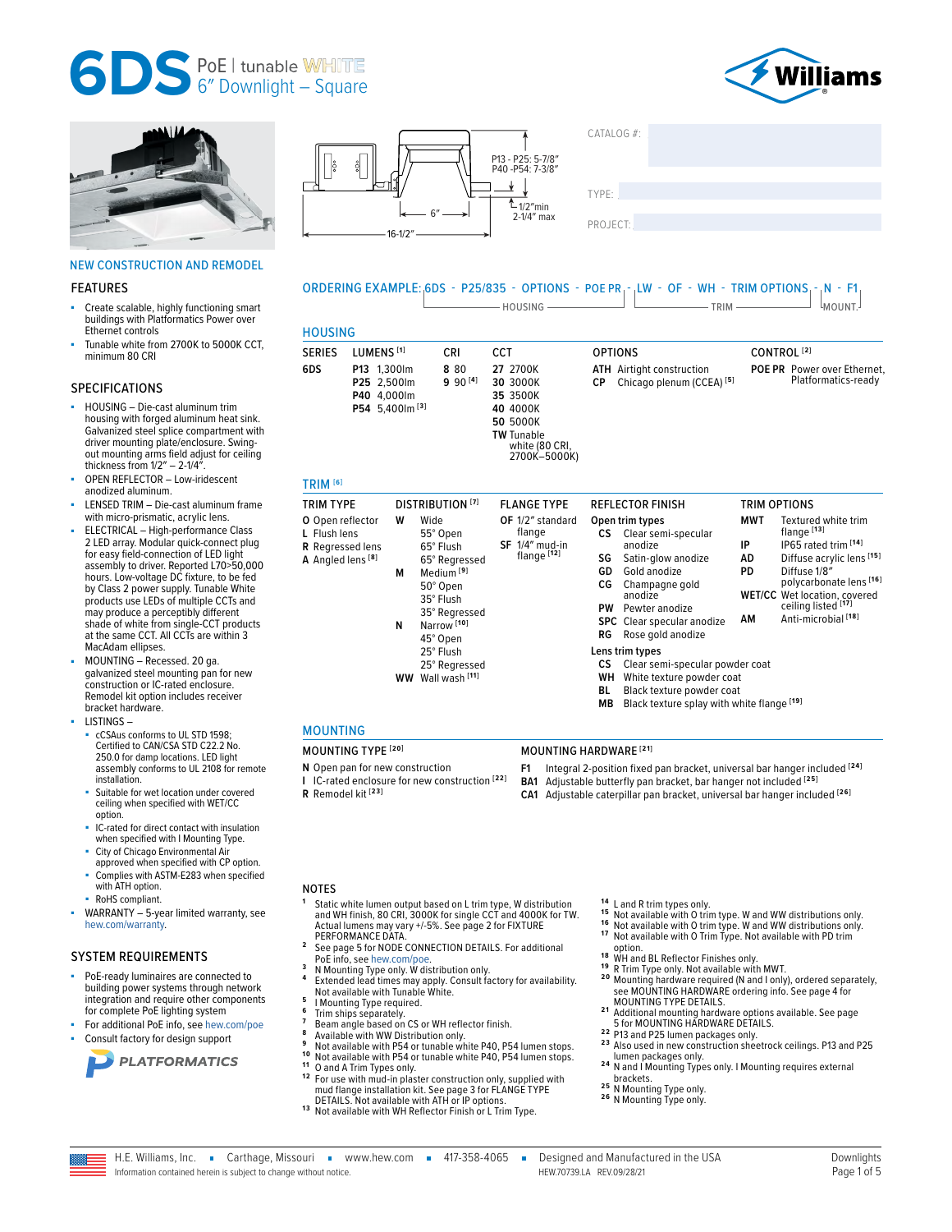# 6DS PoE | tunable WHITE 6" Downlight – Square

P13 - P25: 5-7/8"
P40 -P54: 7-3/8"
6"
16-1/2"
1/2"min
2-1/4" max

CATALOG #:

TYPE:

PROJECT:

NEW CONSTRUCTION AND REMODEL

## FEATURES

- Create scalable, highly functioning smart buildings with Platformatics Power over Ethernet controls
- Tunable white from 2700K to 5000K CCT, minimum 80 CRI

## SPECIFICATIONS

- HOUSING – Die-cast aluminum trim housing with forged aluminum heat sink. Galvanized steel splice compartment with driver mounting plate/enclosure. Swing-out mounting arms field adjust for ceiling thickness from 1/2" – 2-1/4".
- OPEN REFLECTOR – Low-iridescent anodized aluminum.
- LENSED TRIM – Die-cast aluminum frame with micro-prismatic, acrylic lens.
- ELECTRICAL – High-performance Class 2 LED array. Modular quick-connect plug for easy field-connection of LED light assembly to driver. Reported L70>50,000 hours. Low-voltage DC fixture, to be fed by Class 2 power supply. Tunable White products use LEDs of multiple CCTs and may produce a perceptibly different shade of white from single-CCT products at the same CCT. All CCTs are within 3 MacAdam ellipses.
- MOUNTING – Recessed. 20 ga. galvanized steel mounting pan for new construction or IC-rated enclosure. Remodel kit option includes receiver bracket hardware.
- LISTINGS –
  - cCSAus conforms to UL STD 1598; Certified to CAN/CSA STD C22.2 No. 250.0 for damp locations. LED light assembly conforms to UL 2108 for remote installation.
  - Suitable for wet location under covered ceiling when specified with WET/CC option.
  - IC-rated for direct contact with insulation when specified with I Mounting Type.
  - City of Chicago Environmental Air approved when specified with CP option.
  - Complies with ASTM-E283 when specified with ATH option.
  - RoHS compliant.
- WARRANTY – 5-year limited warranty, see hew.com/warranty.

## SYSTEM REQUIREMENTS

- PoE-ready luminaires are connected to building power systems through network integration and require other components for complete PoE lighting system
- For additional PoE info, see hew.com/poe
- Consult factory for design support

PLATFORMATICS

ORDERING EXAMPLE: 6DS - P25/835 - OPTIONS - POE PR - LW - OF - WH - TRIM OPTIONS - N - F1
(6DS - P25/835 - OPTIONS - POE PR = HOUSING; LW - OF - WH - TRIM OPTIONS = TRIM; N - F1 = MOUNT.)

## HOUSING

| SERIES | LUMENS [1] | CRI | CCT | OPTIONS | CONTROL [2] |
|---|---|---|---|---|---|
| 6DS | P13 1,300lm | 8 80 | 27 2700K | ATH Airtight construction | POE PR Power over Ethernet, Platformatics-ready |
| | P25 2,500lm | 9 90 [4] | 30 3000K | CP Chicago plenum (CCEA) [5] | |
| | P40 4,000lm | | 35 3500K | | |
| | P54 5,400lm [3] | | 40 4000K | | |
| | | | 50 5000K | | |
| | | | TW Tunable white (80 CRI, 2700K–5000K) | | |

## TRIM [6]

| TRIM TYPE | DISTRIBUTION [7] | FLANGE TYPE | REFLECTOR FINISH | TRIM OPTIONS |
|---|---|---|---|---|
| O Open reflector | W Wide: 55° Open, 65° Flush, 65° Regressed | OF 1/2" standard flange | *Open trim types* | MWT Textured white trim flange [13] |
| L Flush lens | M Medium [9]: 50° Open, 35° Flush, 35° Regressed | SF 1/4" mud-in flange [12] | CS Clear semi-specular anodize | IP IP65 rated trim [14] |
| R Regressed lens | N Narrow [10]: 45° Open, 25° Flush, 25° Regressed | | SG Satin-glow anodize | AD Diffuse acrylic lens [15] |
| A Angled lens [8] | WW Wall wash [11] | | GD Gold anodize | PD Diffuse 1/8" polycarbonate lens [16] |
| | | | CG Champagne gold anodize | WET/CC Wet location, covered ceiling listed [17] |
| | | | PW Pewter anodize | AM Anti-microbial [18] |
| | | | SPC Clear specular anodize | |
| | | | RG Rose gold anodize | |
| | | | *Lens trim types* | |
| | | | CS Clear semi-specular powder coat | |
| | | | WH White texture powder coat | |
| | | | BL Black texture powder coat | |
| | | | MB Black texture splay with white flange [19] | |

## MOUNTING

| MOUNTING TYPE [20] | MOUNTING HARDWARE [21] |
|---|---|
| N Open pan for new construction | F1 Integral 2-position fixed pan bracket, universal bar hanger included [24] |
| I IC-rated enclosure for new construction [22] | BA1 Adjustable butterfly pan bracket, bar hanger not included [25] |
| R Remodel kit [23] | CA1 Adjustable caterpillar pan bracket, universal bar hanger included [26] |

## NOTES

1. Static white lumen output based on L trim type, W distribution and WH finish, 80 CRI, 3000K for single CCT and 4000K for TW. Actual lumens may vary +/-5%. See page 2 for FIXTURE PERFORMANCE DATA.
2. See page 5 for NODE CONNECTION DETAILS. For additional PoE info, see hew.com/poe.
3. N Mounting Type only. W distribution only.
4. Extended lead times may apply. Consult factory for availability. Not available with Tunable White.
5. I Mounting Type required.
6. Trim ships separately.
7. Beam angle based on CS or WH reflector finish.
8. Available with WW Distribution only.
9. Not available with P54 or tunable white P40, P54 lumen stops.
10. Not available with P54 or tunable white P40, P54 lumen stops.
11. O and A Trim Types only.
12. For use with mud-in plaster construction only, supplied with mud flange installation kit. See page 3 for FLANGE TYPE DETAILS. Not available with ATH or IP options.
13. Not available with WH Reflector Finish or L Trim Type.
14. L and R trim types only.
15. Not available with O trim type. W and WW distributions only.
16. Not available with O trim type. W and WW distributions only.
17. Not available with O Trim Type. Not available with PD trim option.
18. WH and BL Reflector Finishes only.
19. R Trim Type only. Not available with MWT.
20. Mounting hardware required (N and I only), ordered separately, see MOUNTING HARDWARE ordering info. See page 4 for MOUNTING TYPE DETAILS.
21. Additional mounting hardware options available. See page 5 for MOUNTING HARDWARE DETAILS.
22. P13 and P25 lumen packages only.
23. Also used in new construction sheetrock ceilings. P13 and P25 lumen packages only.
24. N and I Mounting Types only. I Mounting requires external brackets.
25. N Mounting Type only.
26. N Mounting Type only.

H.E. Williams, Inc. ▪ Carthage, Missouri ▪ www.hew.com ▪ 417-358-4065 ▪ Designed and Manufactured in the USA
Information contained herein is subject to change without notice. HEW.70739.LA REV.09/28/21
Downlights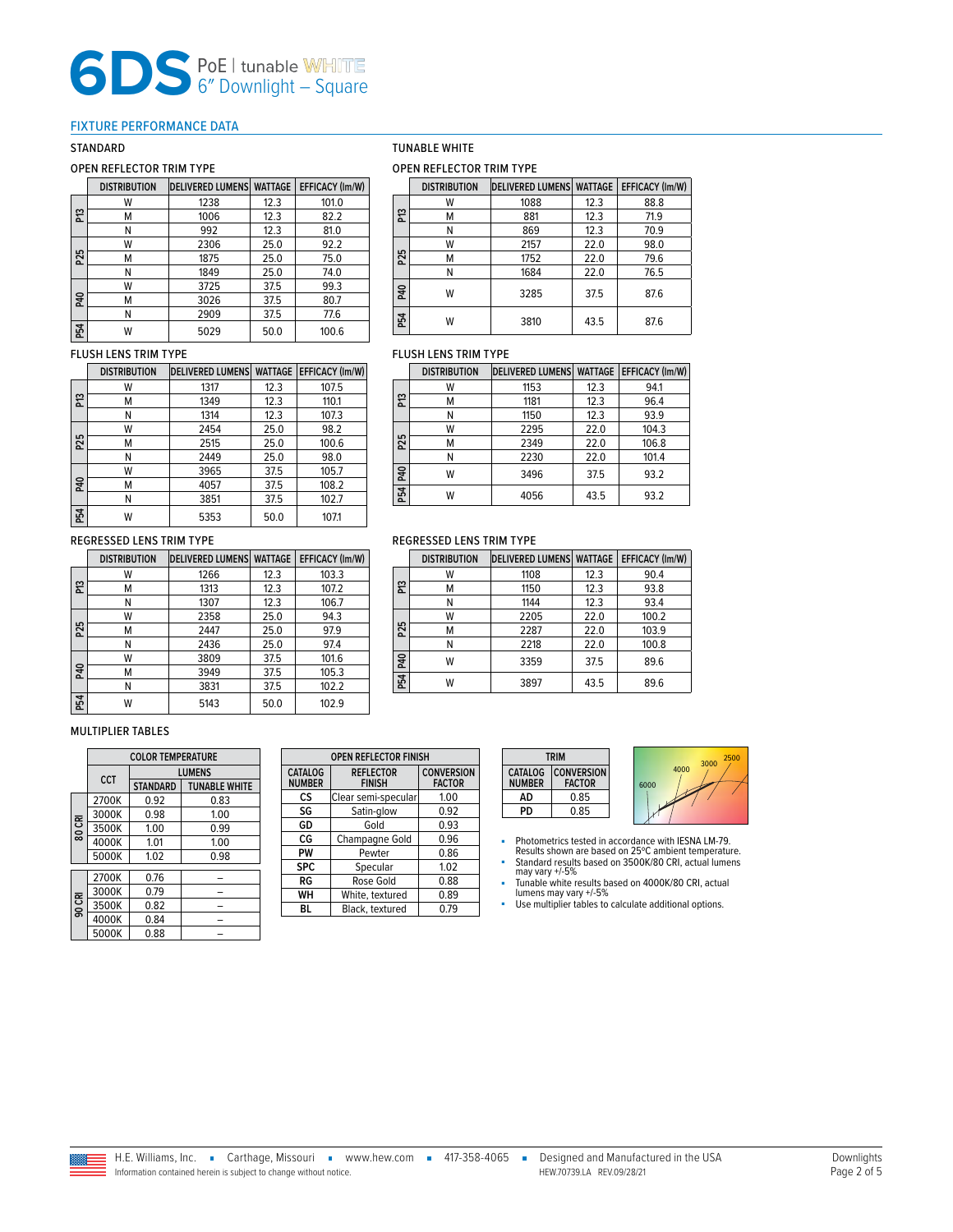# 6DS PoE | tunable WHITE 6″ Downlight – Square

## FIXTURE PERFORMANCE DATA

### STANDARD

#### OPEN REFLECTOR TRIM TYPE

| | DISTRIBUTION | DELIVERED LUMENS | WATTAGE | EFFICACY (lm/W) |
|---|---|---|---|---|
| P13 | W | 1238 | 12.3 | 101.0 |
| | M | 1006 | 12.3 | 82.2 |
| | N | 992 | 12.3 | 81.0 |
| P25 | W | 2306 | 25.0 | 92.2 |
| | M | 1875 | 25.0 | 75.0 |
| | N | 1849 | 25.0 | 74.0 |
| P40 | W | 3725 | 37.5 | 99.3 |
| | M | 3026 | 37.5 | 80.7 |
| | N | 2909 | 37.5 | 77.6 |
| P54 | W | 5029 | 50.0 | 100.6 |

#### FLUSH LENS TRIM TYPE

| | DISTRIBUTION | DELIVERED LUMENS | WATTAGE | EFFICACY (lm/W) |
|---|---|---|---|---|
| P13 | W | 1317 | 12.3 | 107.5 |
| | M | 1349 | 12.3 | 110.1 |
| | N | 1314 | 12.3 | 107.3 |
| P25 | W | 2454 | 25.0 | 98.2 |
| | M | 2515 | 25.0 | 100.6 |
| | N | 2449 | 25.0 | 98.0 |
| P40 | W | 3965 | 37.5 | 105.7 |
| | M | 4057 | 37.5 | 108.2 |
| | N | 3851 | 37.5 | 102.7 |
| P54 | W | 5353 | 50.0 | 107.1 |

#### REGRESSED LENS TRIM TYPE

| | DISTRIBUTION | DELIVERED LUMENS | WATTAGE | EFFICACY (lm/W) |
|---|---|---|---|---|
| P13 | W | 1266 | 12.3 | 103.3 |
| | M | 1313 | 12.3 | 107.2 |
| | N | 1307 | 12.3 | 106.7 |
| P25 | W | 2358 | 25.0 | 94.3 |
| | M | 2447 | 25.0 | 97.9 |
| | N | 2436 | 25.0 | 97.4 |
| P40 | W | 3809 | 37.5 | 101.6 |
| | M | 3949 | 37.5 | 105.3 |
| | N | 3831 | 37.5 | 102.2 |
| P54 | W | 5143 | 50.0 | 102.9 |

### TUNABLE WHITE

#### OPEN REFLECTOR TRIM TYPE

| | DISTRIBUTION | DELIVERED LUMENS | WATTAGE | EFFICACY (lm/W) |
|---|---|---|---|---|
| P13 | W | 1088 | 12.3 | 88.8 |
| | M | 881 | 12.3 | 71.9 |
| | N | 869 | 12.3 | 70.9 |
| P25 | W | 2157 | 22.0 | 98.0 |
| | M | 1752 | 22.0 | 79.6 |
| | N | 1684 | 22.0 | 76.5 |
| P40 | W | 3285 | 37.5 | 87.6 |
| P54 | W | 3810 | 43.5 | 87.6 |

#### FLUSH LENS TRIM TYPE

| | DISTRIBUTION | DELIVERED LUMENS | WATTAGE | EFFICACY (lm/W) |
|---|---|---|---|---|
| P13 | W | 1153 | 12.3 | 94.1 |
| | M | 1181 | 12.3 | 96.4 |
| | N | 1150 | 12.3 | 93.9 |
| P25 | W | 2295 | 22.0 | 104.3 |
| | M | 2349 | 22.0 | 106.8 |
| | N | 2230 | 22.0 | 101.4 |
| P40 | W | 3496 | 37.5 | 93.2 |
| P54 | W | 4056 | 43.5 | 93.2 |

#### REGRESSED LENS TRIM TYPE

| | DISTRIBUTION | DELIVERED LUMENS | WATTAGE | EFFICACY (lm/W) |
|---|---|---|---|---|
| P13 | W | 1108 | 12.3 | 90.4 |
| | M | 1150 | 12.3 | 93.8 |
| | N | 1144 | 12.3 | 93.4 |
| P25 | W | 2205 | 22.0 | 100.2 |
| | M | 2287 | 22.0 | 103.9 |
| | N | 2218 | 22.0 | 100.8 |
| P40 | W | 3359 | 37.5 | 89.6 |
| P54 | W | 3897 | 43.5 | 89.6 |

### MULTIPLIER TABLES

| COLOR TEMPERATURE | | | |
|---|---|---|---|
| | CCT | LUMENS | |
| | | STANDARD | TUNABLE WHITE |
| 80 CRI | 2700K | 0.92 | 0.83 |
| | 3000K | 0.98 | 1.00 |
| | 3500K | 1.00 | 0.99 |
| | 4000K | 1.01 | 1.00 |
| | 5000K | 1.02 | 0.98 |
| 90 CRI | 2700K | 0.76 | – |
| | 3000K | 0.79 | – |
| | 3500K | 0.82 | – |
| | 4000K | 0.84 | – |
| | 5000K | 0.88 | – |

| OPEN REFLECTOR FINISH | | |
|---|---|---|
| CATALOG NUMBER | REFLECTOR FINISH | CONVERSION FACTOR |
| CS | Clear semi-specular | 1.00 |
| SG | Satin-glow | 0.92 |
| GD | Gold | 0.93 |
| CG | Champagne Gold | 0.96 |
| PW | Pewter | 0.86 |
| SPC | Specular | 1.02 |
| RG | Rose Gold | 0.88 |
| WH | White, textured | 0.89 |
| BL | Black, textured | 0.79 |

| TRIM | |
|---|---|
| CATALOG NUMBER | CONVERSION FACTOR |
| AD | 0.85 |
| PD | 0.85 |

6000
4000
3000
2500

- Photometrics tested in accordance with IESNA LM-79. Results shown are based on 25ºC ambient temperature.
- Standard results based on 3500K/80 CRI, actual lumens may vary +/-5%
- Tunable white results based on 4000K/80 CRI, actual lumens may vary +/-5%
- Use multiplier tables to calculate additional options.

H.E. Williams, Inc. ▪ Carthage, Missouri ▪ www.hew.com ▪ 417-358-4065 ▪ Designed and Manufactured in the USA
Information contained herein is subject to change without notice. HEW.70739.LA REV.09/28/21
Downlights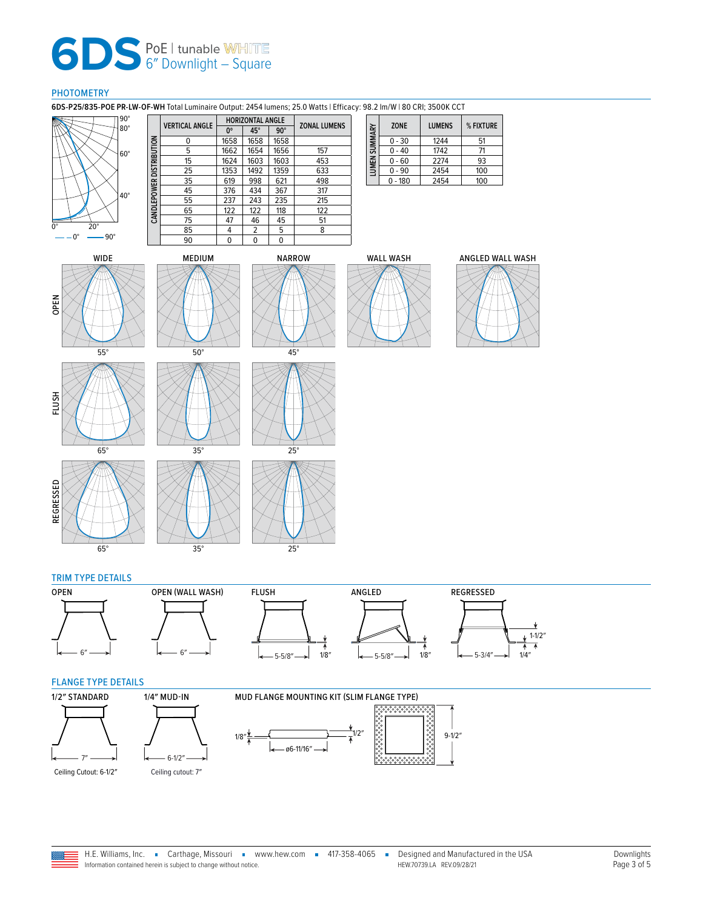# 6DS PoE | tunable WHITE 6" Downlight – Square

## PHOTOMETRY

**6DS-P25/835-POE PR-LW-OF-WH** Total Luminaire Output: 2454 lumens; 25.0 Watts | Efficacy: 98.2 lm/W | 80 CRI; 3500K CCT

90°
80°
60°
40°
0°
20°
0°
90°

CANDLEPOWER DISTRIBUTION

| VERTICAL ANGLE | HORIZONTAL ANGLE | | | ZONAL LUMENS |
|---|---|---|---|---|
| | 0° | 45° | 90° | |
| 0 | 1658 | 1658 | 1658 | |
| 5 | 1662 | 1654 | 1656 | 157 |
| 15 | 1624 | 1603 | 1603 | 453 |
| 25 | 1353 | 1492 | 1359 | 633 |
| 35 | 619 | 998 | 621 | 498 |
| 45 | 376 | 434 | 367 | 317 |
| 55 | 237 | 243 | 235 | 215 |
| 65 | 122 | 122 | 118 | 122 |
| 75 | 47 | 46 | 45 | 51 |
| 85 | 4 | 2 | 5 | 8 |
| 90 | 0 | 0 | 0 | |

LUMEN SUMMARY

| ZONE | LUMENS | % FIXTURE |
|---|---|---|
| 0 - 30 | 1244 | 51 |
| 0 - 40 | 1742 | 71 |
| 0 - 60 | 2274 | 93 |
| 0 - 90 | 2454 | 100 |
| 0 - 180 | 2454 | 100 |

WIDE | MEDIUM | NARROW | WALL WASH | ANGLED WALL WASH

OPEN: 55° | 50° | 45°

FLUSH: 65° | 35° | 25°

REGRESSED: 65° | 35° | 25°

## TRIM TYPE DETAILS

OPEN: 6"

OPEN (WALL WASH): 6"

FLUSH: 5-5/8", 1/8"

ANGLED: 5-5/8", 1/8"

REGRESSED: 5-3/4", 1-1/2", 1/4"

## FLANGE TYPE DETAILS

1/2" STANDARD: 7"
Ceiling Cutout: 6-1/2"

1/4" MUD-IN: 6-1/2"
Ceiling cutout: 7"

MUD FLANGE MOUNTING KIT (SLIM FLANGE TYPE): 1/8", ø6-11/16", 1/2", 9-1/2"

H.E. Williams, Inc. ▪ Carthage, Missouri ▪ www.hew.com ▪ 417-358-4065 ▪ Designed and Manufactured in the USA
Information contained herein is subject to change without notice. HEW.70739.LA REV.09/28/21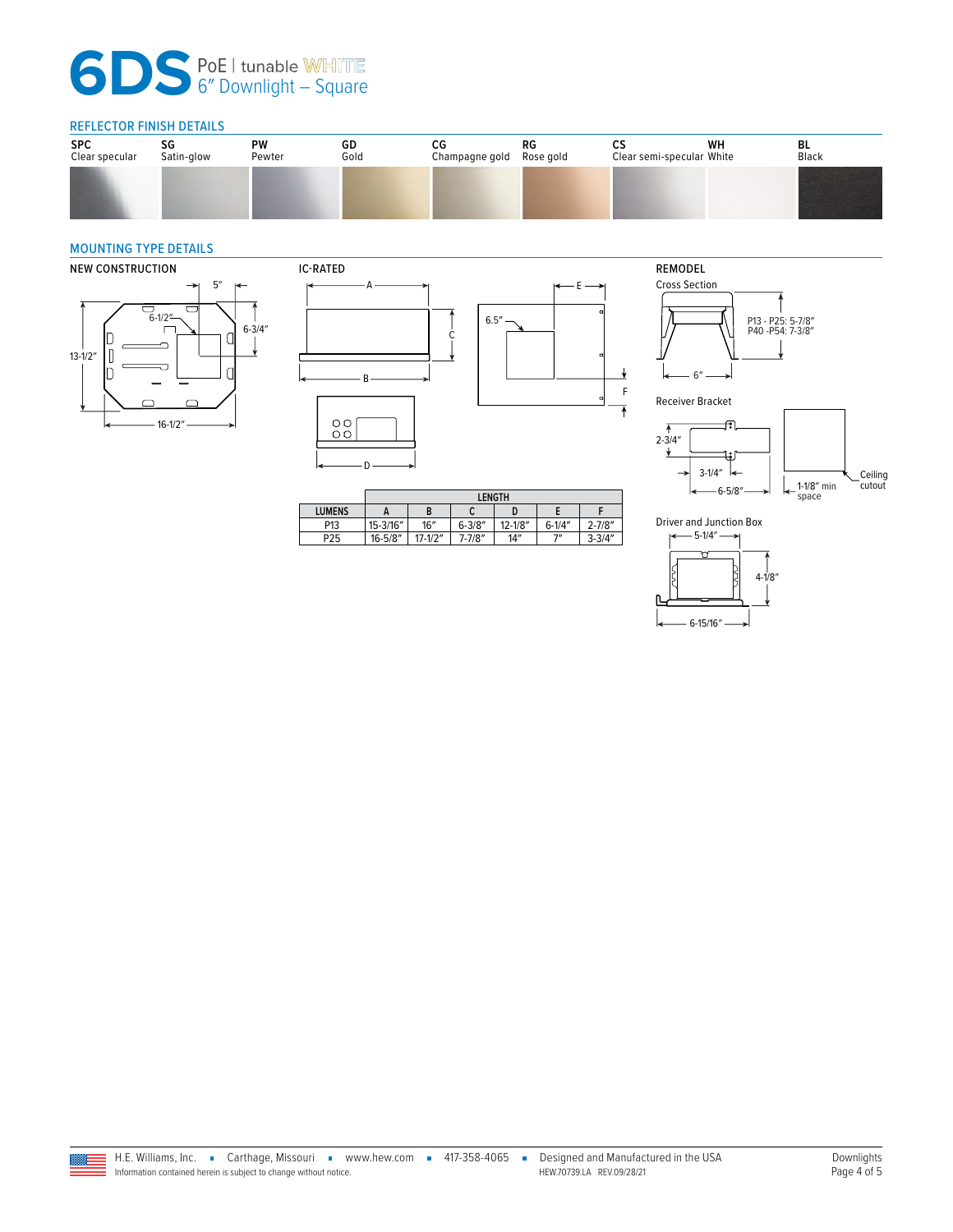# 6DS PoE | tunable WHITE 6″ Downlight – Square

## REFLECTOR FINISH DETAILS

| SPC | SG | PW | GD | CG | RG | CS | WH | BL |
|---|---|---|---|---|---|---|---|---|
| Clear specular | Satin-glow | Pewter | Gold | Champagne gold | Rose gold | Clear semi-specular | White | Black |

## MOUNTING TYPE DETAILS

### NEW CONSTRUCTION

5″
6-1/2″
6-3/4″
13-1/2″
16-1/2″

### IC-RATED

A
B
C
D
E
F
6.5″

| | LENGTH | | | | | |
|---|---|---|---|---|---|---|
| LUMENS | A | B | C | D | E | F |
| P13 | 15-3/16″ | 16″ | 6-3/8″ | 12-1/8″ | 6-1/4″ | 2-7/8″ |
| P25 | 16-5/8″ | 17-1/2″ | 7-7/8″ | 14″ | 7″ | 3-3/4″ |

### REMODEL

Cross Section

P13 - P25: 5-7/8″
P40 -P54: 7-3/8″
6″

Receiver Bracket

2-3/4″
3-1/4″
6-5/8″
1-1/8″ min space
Ceiling cutout

Driver and Junction Box

5-1/4″
4-1/8″
6-15/16″

H.E. Williams, Inc. ▪ Carthage, Missouri ▪ www.hew.com ▪ 417-358-4065 ▪ Designed and Manufactured in the USA
Information contained herein is subject to change without notice. HEW.70739.LA REV.09/28/21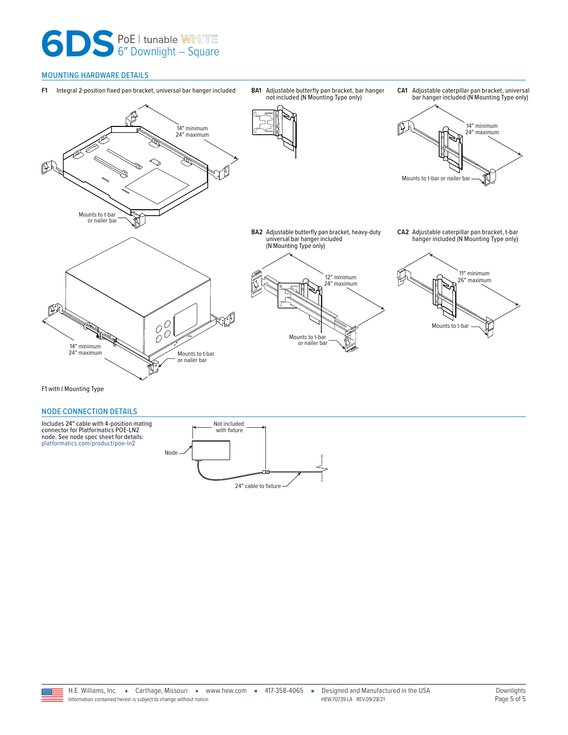# 6DS PoE | tunable WHITE 6″ Downlight – Square

## MOUNTING HARDWARE DETAILS

**F1** Integral 2-position fixed pan bracket, universal bar hanger included

14″ minimum
24″ maximum

Mounts to t-bar or nailer bar

14″ minimum
24″ maximum

Mounts to t-bar or nailer bar

F1 with I Mounting Type

**BA1** Adjustable butterfly pan bracket, bar hanger not included (N Mounting Type only)

**CA1** Adjustable caterpillar pan bracket, universal bar hanger included (N Mounting Type only)

14″ minimum
24″ maximum

Mounts to t-bar or nailer bar

**BA2** Adjustable butterfly pan bracket, heavy-duty universal bar hanger included (N Mounting Type only)

12″ minimum
24″ maximum

Mounts to t-bar or nailer bar

**CA2** Adjustable caterpillar pan bracket, t-bar hanger included (N Mounting Type only)

11″ minimum
26″ maximum

Mounts to t-bar

## NODE CONNECTION DETAILS

Includes 24″ cable with 4-position mating connector for Platformatics POE-LN2 node. See node spec sheet for details: platformatics.com/product/poe-ln2

Not included with fixture

Node

24″ cable to fixture

H.E. Williams, Inc. ▪ Carthage, Missouri ▪ www.hew.com ▪ 417-358-4065 ▪ Designed and Manufactured in the USA
Information contained herein is subject to change without notice.
HEW.70739.LA REV.09/28/21